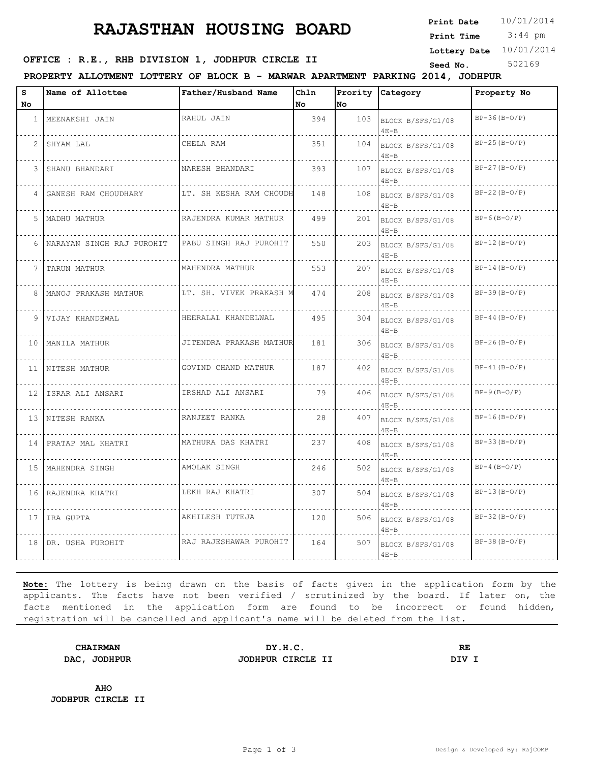# RAJASTHAN HOUSING BOARD

**Print Date** 10/01/2014
**Print Time** 3:44 pm
**Lottery Date** 10/01/2014
**Seed No.** 502169

**OFFICE : R.E., RHB DIVISION 1, JODHPUR CIRCLE II**

**PROPERTY ALLOTMENT LOTTERY OF BLOCK B - MARWAR APARTMENT PARKING 2014, JODHPUR**

| S No | Name of Allottee | Father/Husband Name | Chln No | Prority No | Category | Property No |
|---|---|---|---|---|---|---|
| 1 | MEENAKSHI JAIN | RAHUL JAIN | 394 | 103 | BLOCK B/SFS/G1/08 4E-B | BP-36(B-O/P) |
| 2 | SHYAM LAL | CHELA RAM | 351 | 104 | BLOCK B/SFS/G1/08 4E-B | BP-25(B-O/P) |
| 3 | SHANU BHANDARI | NARESH BHANDARI | 393 | 107 | BLOCK B/SFS/G1/08 4E-B | BP-27(B-O/P) |
| 4 | GANESH RAM CHOUDHARY | LT. SH KESHA RAM CHOUDH | 148 | 108 | BLOCK B/SFS/G1/08 4E-B | BP-22(B-O/P) |
| 5 | MADHU MATHUR | RAJENDRA KUMAR MATHUR | 499 | 201 | BLOCK B/SFS/G1/08 4E-B | BP-6(B-O/P) |
| 6 | NARAYAN SINGH RAJ PUROHIT | PABU SINGH RAJ PUROHIT | 550 | 203 | BLOCK B/SFS/G1/08 4E-B | BP-12(B-O/P) |
| 7 | TARUN MATHUR | MAHENDRA MATHUR | 553 | 207 | BLOCK B/SFS/G1/08 4E-B | BP-14(B-O/P) |
| 8 | MANOJ PRAKASH MATHUR | LT. SH. VIVEK PRAKASH M | 474 | 208 | BLOCK B/SFS/G1/08 4E-B | BP-39(B-O/P) |
| 9 | VIJAY KHANDEWAL | HEERALAL KHANDELWAL | 495 | 304 | BLOCK B/SFS/G1/08 4E-B | BP-44(B-O/P) |
| 10 | MANILA MATHUR | JITENDRA PRAKASH MATHUR | 181 | 306 | BLOCK B/SFS/G1/08 4E-B | BP-26(B-O/P) |
| 11 | NITESH MATHUR | GOVIND CHAND MATHUR | 187 | 402 | BLOCK B/SFS/G1/08 4E-B | BP-41(B-O/P) |
| 12 | ISRAR ALI ANSARI | IRSHAD ALI ANSARI | 79 | 406 | BLOCK B/SFS/G1/08 4E-B | BP-9(B-O/P) |
| 13 | NITESH RANKA | RANJEET RANKA | 28 | 407 | BLOCK B/SFS/G1/08 4E-B | BP-16(B-O/P) |
| 14 | PRATAP MAL KHATRI | MATHURA DAS KHATRI | 237 | 408 | BLOCK B/SFS/G1/08 4E-B | BP-33(B-O/P) |
| 15 | MAHENDRA SINGH | AMOLAK SINGH | 246 | 502 | BLOCK B/SFS/G1/08 4E-B | BP-4(B-O/P) |
| 16 | RAJENDRA KHATRI | LEKH RAJ KHATRI | 307 | 504 | BLOCK B/SFS/G1/08 4E-B | BP-13(B-O/P) |
| 17 | IRA GUPTA | AKHILESH TUTEJA | 120 | 506 | BLOCK B/SFS/G1/08 4E-B | BP-32(B-O/P) |
| 18 | DR. USHA PUROHIT | RAJ RAJESHAWAR PUROHIT | 164 | 507 | BLOCK B/SFS/G1/08 4E-B | BP-38(B-O/P) |

**Note:** The lottery is being drawn on the basis of facts given in the application form by the applicants. The facts have not been verified / scrutinized by the board. If later on, the facts mentioned in the application form are found to be incorrect or found hidden, registration will be cancelled and applicant's name will be deleted from the list.

**CHAIRMAN**
**DAC, JODHPUR**

**DY.H.C.**
**JODHPUR CIRCLE II**

**RE**
**DIV I**

**AHO**
**JODHPUR CIRCLE II**

Design & Developed By: RajCOMP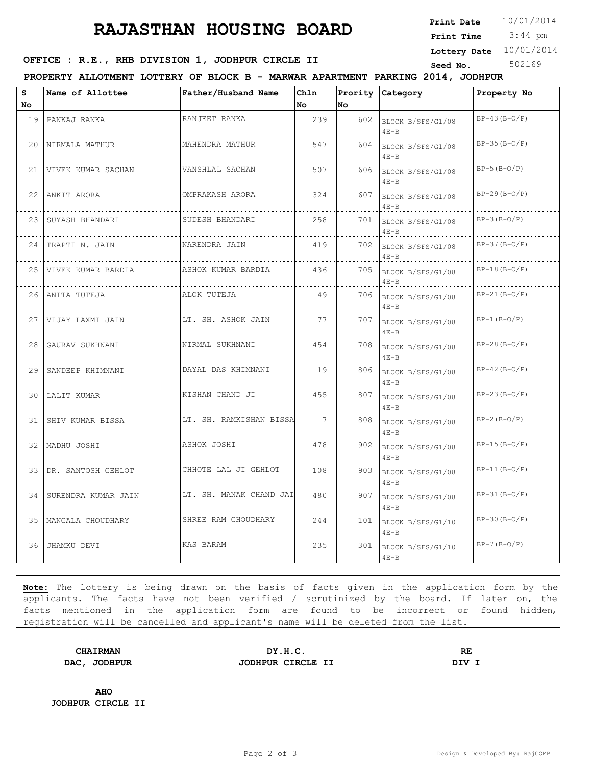# RAJASTHAN HOUSING BOARD

**Print Date** 10/01/2014
**Print Time** 3:44 pm
**Lottery Date** 10/01/2014
**Seed No.** 502169

**OFFICE : R.E., RHB DIVISION 1, JODHPUR CIRCLE II**

**PROPERTY ALLOTMENT LOTTERY OF BLOCK B - MARWAR APARTMENT PARKING 2014, JODHPUR**

| S No | Name of Allottee | Father/Husband Name | Chln No | Prority No | Category | Property No |
|---|---|---|---|---|---|---|
| 19 | PANKAJ RANKA | RANJEET RANKA | 239 | 602 | BLOCK B/SFS/G1/08 4E-B | BP-43(B-O/P) |
| 20 | NIRMALA MATHUR | MAHENDRA MATHUR | 547 | 604 | BLOCK B/SFS/G1/08 4E-B | BP-35(B-O/P) |
| 21 | VIVEK KUMAR SACHAN | VANSHLAL SACHAN | 507 | 606 | BLOCK B/SFS/G1/08 4E-B | BP-5(B-O/P) |
| 22 | ANKIT ARORA | OMPRAKASH ARORA | 324 | 607 | BLOCK B/SFS/G1/08 4E-B | BP-29(B-O/P) |
| 23 | SUYASH BHANDARI | SUDESH BHANDARI | 258 | 701 | BLOCK B/SFS/G1/08 4E-B | BP-3(B-O/P) |
| 24 | TRAPTI N. JAIN | NARENDRA JAIN | 419 | 702 | BLOCK B/SFS/G1/08 4E-B | BP-37(B-O/P) |
| 25 | VIVEK KUMAR BARDIA | ASHOK KUMAR BARDIA | 436 | 705 | BLOCK B/SFS/G1/08 4E-B | BP-18(B-O/P) |
| 26 | ANITA TUTEJA | ALOK TUTEJA | 49 | 706 | BLOCK B/SFS/G1/08 4E-B | BP-21(B-O/P) |
| 27 | VIJAY LAXMI JAIN | LT. SH. ASHOK JAIN | 77 | 707 | BLOCK B/SFS/G1/08 4E-B | BP-1(B-O/P) |
| 28 | GAURAV SUKHNANI | NIRMAL SUKHNANI | 454 | 708 | BLOCK B/SFS/G1/08 4E-B | BP-28(B-O/P) |
| 29 | SANDEEP KHIMNANI | DAYAL DAS KHIMNANI | 19 | 806 | BLOCK B/SFS/G1/08 4E-B | BP-42(B-O/P) |
| 30 | LALIT KUMAR | KISHAN CHAND JI | 455 | 807 | BLOCK B/SFS/G1/08 4E-B | BP-23(B-O/P) |
| 31 | SHIV KUMAR BISSA | LT. SH. RAMKISHAN BISSA | 7 | 808 | BLOCK B/SFS/G1/08 4E-B | BP-2(B-O/P) |
| 32 | MADHU JOSHI | ASHOK JOSHI | 478 | 902 | BLOCK B/SFS/G1/08 4E-B | BP-15(B-O/P) |
| 33 | DR. SANTOSH GEHLOT | CHHOTE LAL JI GEHLOT | 108 | 903 | BLOCK B/SFS/G1/08 4E-B | BP-11(B-O/P) |
| 34 | SURENDRA KUMAR JAIN | LT. SH. MANAK CHAND JAI | 480 | 907 | BLOCK B/SFS/G1/08 4E-B | BP-31(B-O/P) |
| 35 | MANGALA CHOUDHARY | SHREE RAM CHOUDHARY | 244 | 101 | BLOCK B/SFS/G1/10 4E-B | BP-30(B-O/P) |
| 36 | JHAMKU DEVI | KAS BARAM | 235 | 301 | BLOCK B/SFS/G1/10 4E-B | BP-7(B-O/P) |

**Note:** The lottery is being drawn on the basis of facts given in the application form by the applicants. The facts have not been verified / scrutinized by the board. If later on, the facts mentioned in the application form are found to be incorrect or found hidden, registration will be cancelled and applicant's name will be deleted from the list.

**CHAIRMAN**
**DAC, JODHPUR**

**DY.H.C.**
**JODHPUR CIRCLE II**

**RE**
**DIV I**

**AHO**
**JODHPUR CIRCLE II**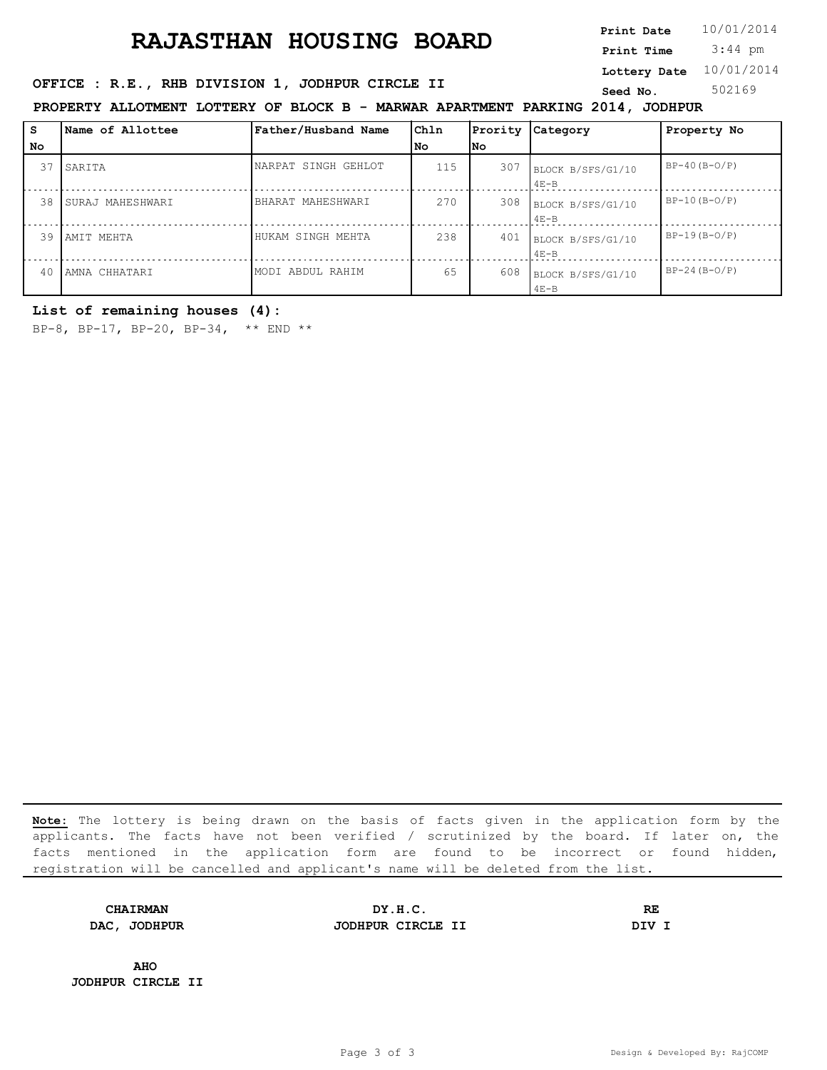# RAJASTHAN HOUSING BOARD

**Print Date** 10/01/2014
**Print Time** 3:44 pm
**Lottery Date** 10/01/2014
**Seed No.** 502169

**OFFICE : R.E., RHB DIVISION 1, JODHPUR CIRCLE II**

**PROPERTY ALLOTMENT LOTTERY OF BLOCK B - MARWAR APARTMENT PARKING 2014, JODHPUR**

| S No | Name of Allottee | Father/Husband Name | Chln No | Prority No | Category | Property No |
|---|---|---|---|---|---|---|
| 37 | SARITA | NARPAT SINGH GEHLOT | 115 | 307 | BLOCK B/SFS/G1/10 4E-B | BP-40(B-O/P) |
| 38 | SURAJ MAHESHWARI | BHARAT MAHESHWARI | 270 | 308 | BLOCK B/SFS/G1/10 4E-B | BP-10(B-O/P) |
| 39 | AMIT MEHTA | HUKAM SINGH MEHTA | 238 | 401 | BLOCK B/SFS/G1/10 4E-B | BP-19(B-O/P) |
| 40 | AMNA CHHATARI | MODI ABDUL RAHIM | 65 | 608 | BLOCK B/SFS/G1/10 4E-B | BP-24(B-O/P) |

**List of remaining houses (4):**

BP-8, BP-17, BP-20, BP-34, ** END **

**Note:** The lottery is being drawn on the basis of facts given in the application form by the applicants. The facts have not been verified / scrutinized by the board. If later on, the facts mentioned in the application form are found to be incorrect or found hidden, registration will be cancelled and applicant's name will be deleted from the list.

**CHAIRMAN**
**DAC, JODHPUR**

**DY.H.C.**
**JODHPUR CIRCLE II**

**RE**
**DIV I**

**AHO**
**JODHPUR CIRCLE II**

Design & Developed By: RajCOMP